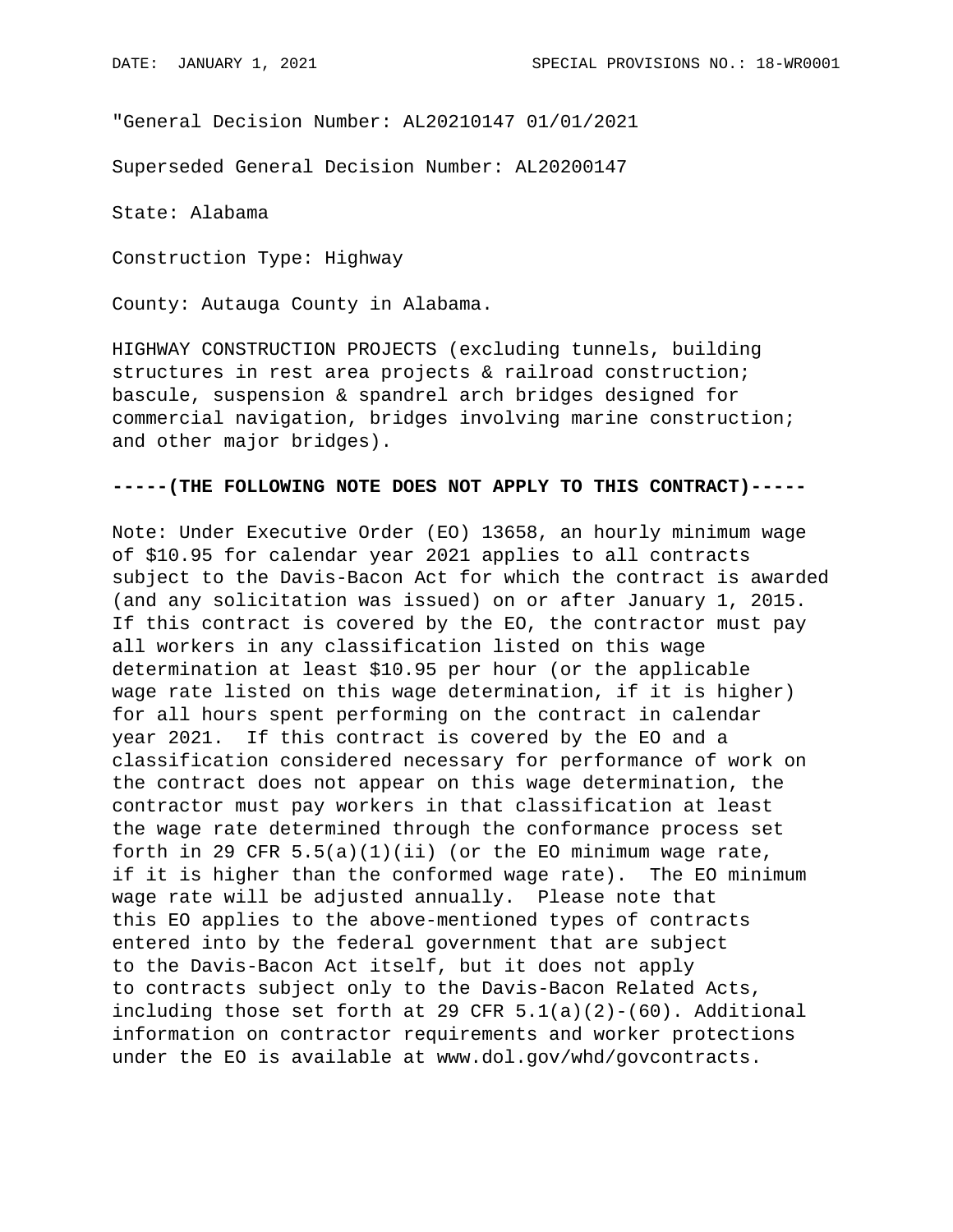DATE: JANUARY 1, 2021 SPECIAL PROVISIONS NO.: 18-WR0001

"General Decision Number: AL20210147 01/01/2021

Superseded General Decision Number: AL20200147

State: Alabama

Construction Type: Highway

County: Autauga County in Alabama.

HIGHWAY CONSTRUCTION PROJECTS (excluding tunnels, building structures in rest area projects & railroad construction; bascule, suspension & spandrel arch bridges designed for commercial navigation, bridges involving marine construction; and other major bridges).

**-----(THE FOLLOWING NOTE DOES NOT APPLY TO THIS CONTRACT)-----**

Note: Under Executive Order (EO) 13658, an hourly minimum wage of $10.95 for calendar year 2021 applies to all contracts subject to the Davis-Bacon Act for which the contract is awarded (and any solicitation was issued) on or after January 1, 2015. If this contract is covered by the EO, the contractor must pay all workers in any classification listed on this wage determination at least $10.95 per hour (or the applicable wage rate listed on this wage determination, if it is higher) for all hours spent performing on the contract in calendar year 2021. If this contract is covered by the EO and a classification considered necessary for performance of work on the contract does not appear on this wage determination, the contractor must pay workers in that classification at least the wage rate determined through the conformance process set forth in 29 CFR 5.5(a)(1)(ii) (or the EO minimum wage rate, if it is higher than the conformed wage rate). The EO minimum wage rate will be adjusted annually. Please note that this EO applies to the above-mentioned types of contracts entered into by the federal government that are subject to the Davis-Bacon Act itself, but it does not apply to contracts subject only to the Davis-Bacon Related Acts, including those set forth at 29 CFR 5.1(a)(2)-(60). Additional information on contractor requirements and worker protections under the EO is available at www.dol.gov/whd/govcontracts.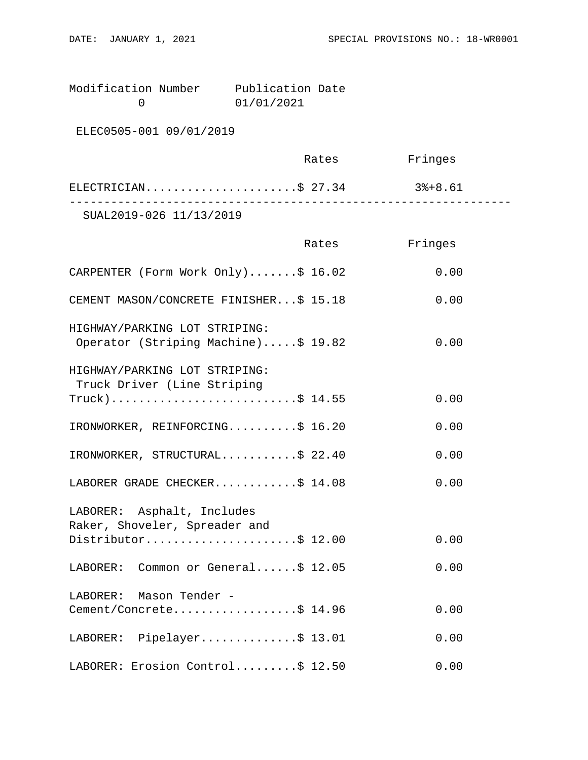| Modification Number | Publication Date |
|---|---|
| 0 | 01/01/2021 |

ELEC0505-001 09/01/2019

| | Rates | Fringes |
|---|---|---|
| ELECTRICIAN | $ 27.34 | 3%+8.61 |

---

SUAL2019-026 11/13/2019

| | Rates | Fringes |
|---|---|---|
| CARPENTER (Form Work Only) | $ 16.02 | 0.00 |
| CEMENT MASON/CONCRETE FINISHER | $ 15.18 | 0.00 |
| HIGHWAY/PARKING LOT STRIPING: Operator (Striping Machine) | $ 19.82 | 0.00 |
| HIGHWAY/PARKING LOT STRIPING: Truck Driver (Line Striping Truck) | $ 14.55 | 0.00 |
| IRONWORKER, REINFORCING | $ 16.20 | 0.00 |
| IRONWORKER, STRUCTURAL | $ 22.40 | 0.00 |
| LABORER GRADE CHECKER | $ 14.08 | 0.00 |
| LABORER: Asphalt, Includes Raker, Shoveler, Spreader and Distributor | $ 12.00 | 0.00 |
| LABORER: Common or General | $ 12.05 | 0.00 |
| LABORER: Mason Tender - Cement/Concrete | $ 14.96 | 0.00 |
| LABORER: Pipelayer | $ 13.01 | 0.00 |
| LABORER: Erosion Control | $ 12.50 | 0.00 |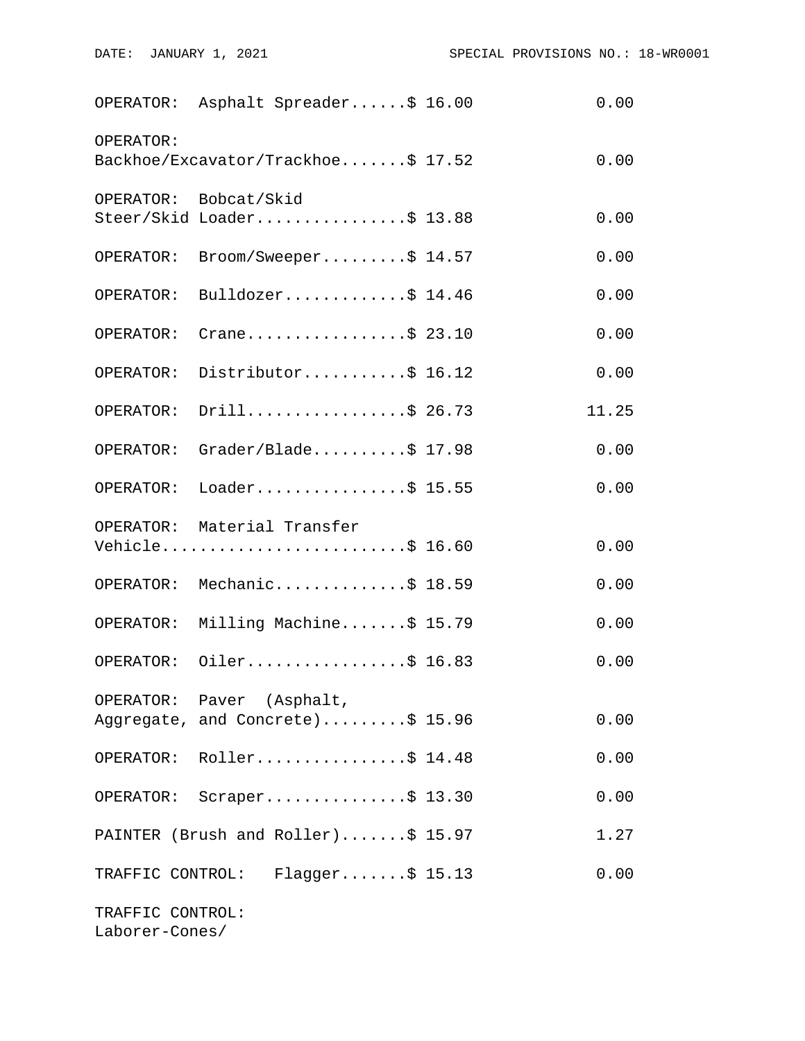| | Rates | Fringes |
|---|---|---|
| OPERATOR: Asphalt Spreader | $ 16.00 | 0.00 |
| OPERATOR: Backhoe/Excavator/Trackhoe | $ 17.52 | 0.00 |
| OPERATOR: Bobcat/Skid Steer/Skid Loader | $ 13.88 | 0.00 |
| OPERATOR: Broom/Sweeper | $ 14.57 | 0.00 |
| OPERATOR: Bulldozer | $ 14.46 | 0.00 |
| OPERATOR: Crane | $ 23.10 | 0.00 |
| OPERATOR: Distributor | $ 16.12 | 0.00 |
| OPERATOR: Drill | $ 26.73 | 11.25 |
| OPERATOR: Grader/Blade | $ 17.98 | 0.00 |
| OPERATOR: Loader | $ 15.55 | 0.00 |
| OPERATOR: Material Transfer Vehicle | $ 16.60 | 0.00 |
| OPERATOR: Mechanic | $ 18.59 | 0.00 |
| OPERATOR: Milling Machine | $ 15.79 | 0.00 |
| OPERATOR: Oiler | $ 16.83 | 0.00 |
| OPERATOR: Paver (Asphalt, Aggregate, and Concrete) | $ 15.96 | 0.00 |
| OPERATOR: Roller | $ 14.48 | 0.00 |
| OPERATOR: Scraper | $ 13.30 | 0.00 |
| PAINTER (Brush and Roller) | $ 15.97 | 1.27 |
| TRAFFIC CONTROL: Flagger | $ 15.13 | 0.00 |

TRAFFIC CONTROL:
Laborer-Cones/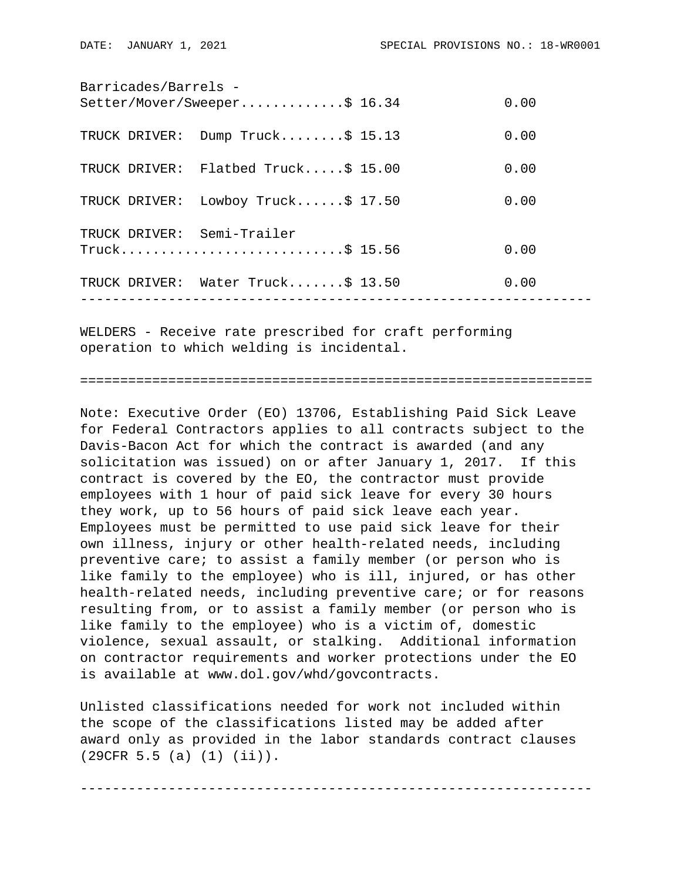| | Rates | Fringes |
|---|---|---|
| Barricades/Barrels - Setter/Mover/Sweeper | $ 16.34 | 0.00 |
| TRUCK DRIVER: Dump Truck | $ 15.13 | 0.00 |
| TRUCK DRIVER: Flatbed Truck | $ 15.00 | 0.00 |
| TRUCK DRIVER: Lowboy Truck | $ 17.50 | 0.00 |
| TRUCK DRIVER: Semi-Trailer Truck | $ 15.56 | 0.00 |
| TRUCK DRIVER: Water Truck | $ 13.50 | 0.00 |

---

WELDERS - Receive rate prescribed for craft performing operation to which welding is incidental.

---

Note: Executive Order (EO) 13706, Establishing Paid Sick Leave for Federal Contractors applies to all contracts subject to the Davis-Bacon Act for which the contract is awarded (and any solicitation was issued) on or after January 1, 2017. If this contract is covered by the EO, the contractor must provide employees with 1 hour of paid sick leave for every 30 hours they work, up to 56 hours of paid sick leave each year. Employees must be permitted to use paid sick leave for their own illness, injury or other health-related needs, including preventive care; to assist a family member (or person who is like family to the employee) who is ill, injured, or has other health-related needs, including preventive care; or for reasons resulting from, or to assist a family member (or person who is like family to the employee) who is a victim of, domestic violence, sexual assault, or stalking. Additional information on contractor requirements and worker protections under the EO is available at www.dol.gov/whd/govcontracts.

Unlisted classifications needed for work not included within the scope of the classifications listed may be added after award only as provided in the labor standards contract clauses (29CFR 5.5 (a) (1) (ii)).

---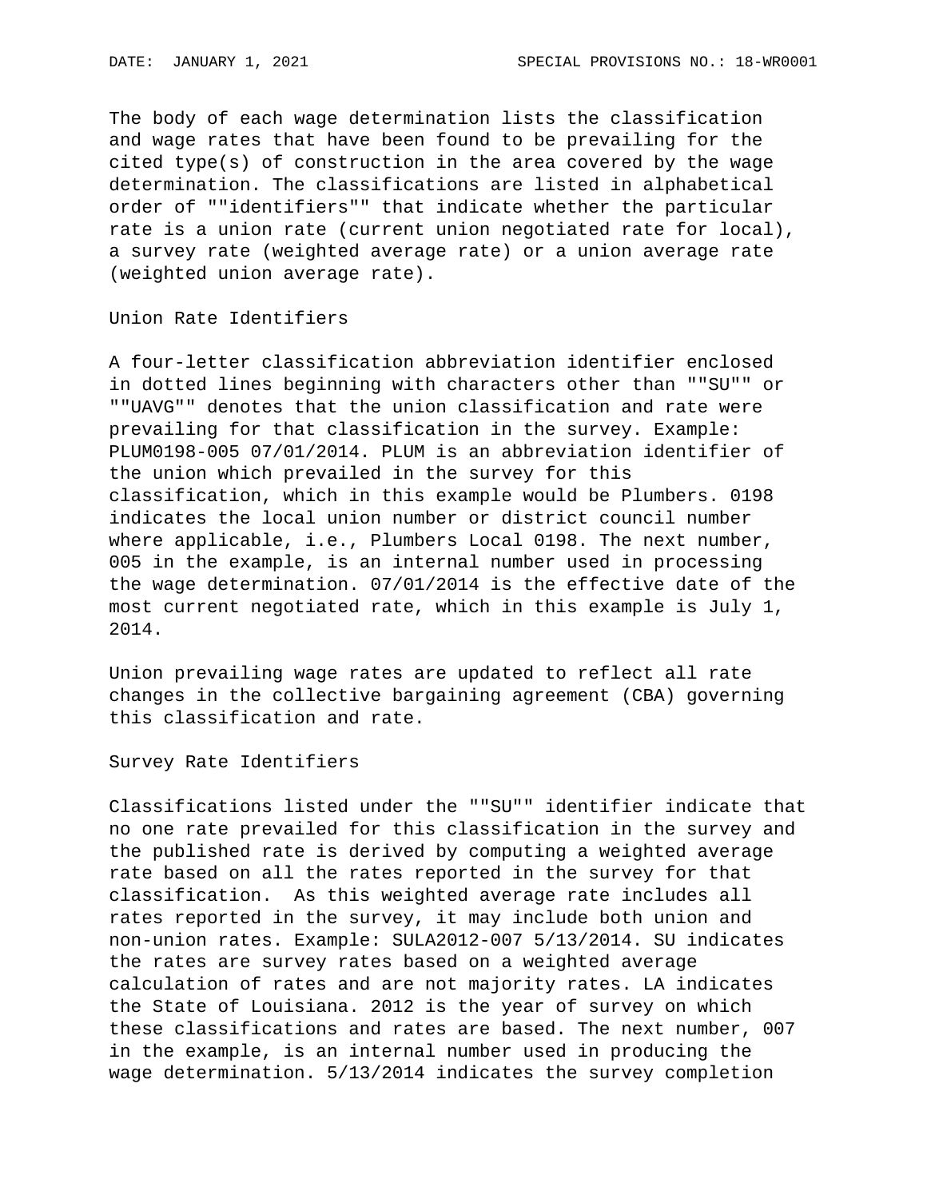The body of each wage determination lists the classification and wage rates that have been found to be prevailing for the cited type(s) of construction in the area covered by the wage determination. The classifications are listed in alphabetical order of ""identifiers"" that indicate whether the particular rate is a union rate (current union negotiated rate for local), a survey rate (weighted average rate) or a union average rate (weighted union average rate).

Union Rate Identifiers

A four-letter classification abbreviation identifier enclosed in dotted lines beginning with characters other than ""SU"" or ""UAVG"" denotes that the union classification and rate were prevailing for that classification in the survey. Example: PLUM0198-005 07/01/2014. PLUM is an abbreviation identifier of the union which prevailed in the survey for this classification, which in this example would be Plumbers. 0198 indicates the local union number or district council number where applicable, i.e., Plumbers Local 0198. The next number, 005 in the example, is an internal number used in processing the wage determination. 07/01/2014 is the effective date of the most current negotiated rate, which in this example is July 1, 2014.

Union prevailing wage rates are updated to reflect all rate changes in the collective bargaining agreement (CBA) governing this classification and rate.

Survey Rate Identifiers

Classifications listed under the ""SU"" identifier indicate that no one rate prevailed for this classification in the survey and the published rate is derived by computing a weighted average rate based on all the rates reported in the survey for that classification.  As this weighted average rate includes all rates reported in the survey, it may include both union and non-union rates. Example: SULA2012-007 5/13/2014. SU indicates the rates are survey rates based on a weighted average calculation of rates and are not majority rates. LA indicates the State of Louisiana. 2012 is the year of survey on which these classifications and rates are based. The next number, 007 in the example, is an internal number used in producing the wage determination. 5/13/2014 indicates the survey completion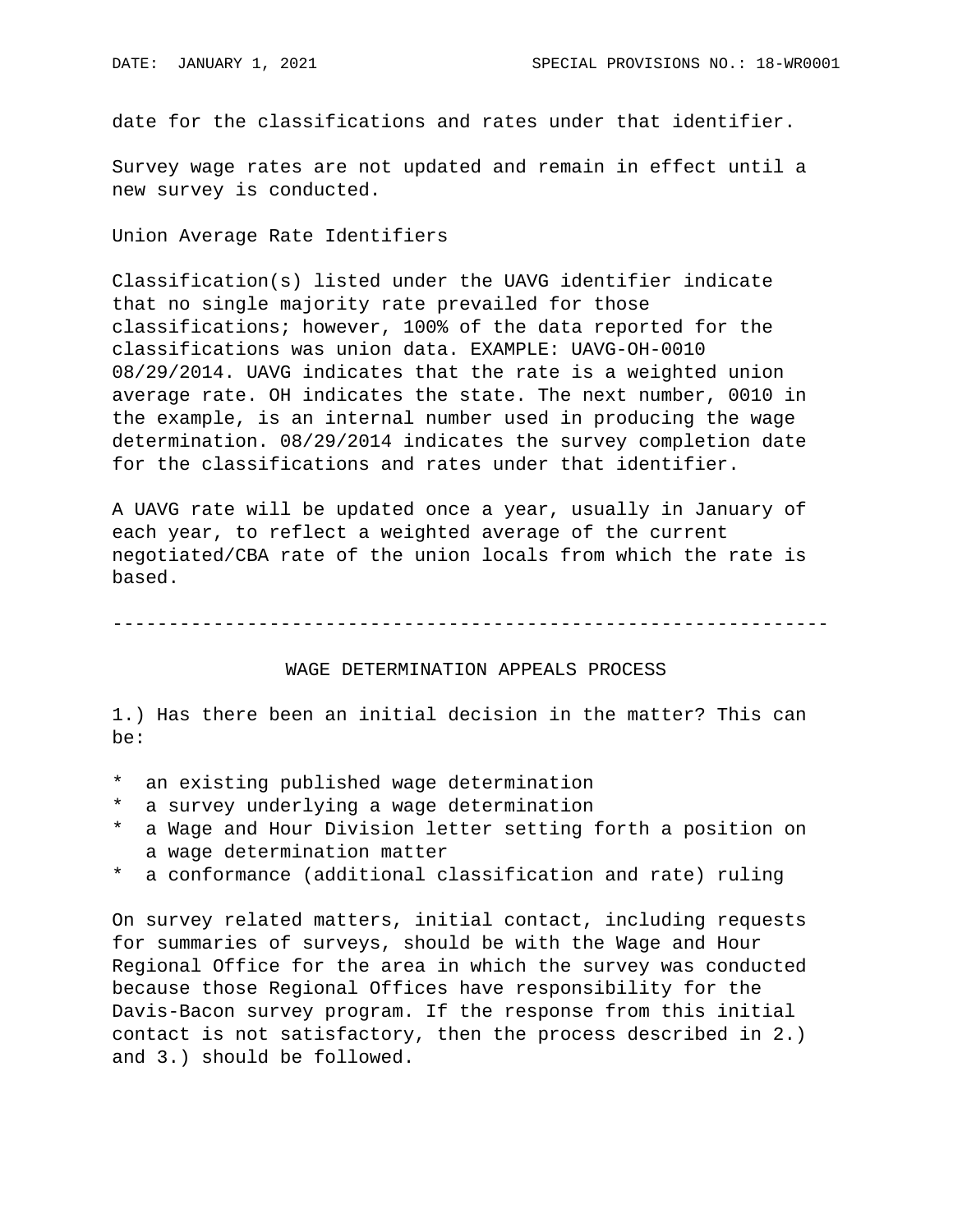date for the classifications and rates under that identifier.

Survey wage rates are not updated and remain in effect until a new survey is conducted.

Union Average Rate Identifiers

Classification(s) listed under the UAVG identifier indicate that no single majority rate prevailed for those classifications; however, 100% of the data reported for the classifications was union data. EXAMPLE: UAVG-OH-0010 08/29/2014. UAVG indicates that the rate is a weighted union average rate. OH indicates the state. The next number, 0010 in the example, is an internal number used in producing the wage determination. 08/29/2014 indicates the survey completion date for the classifications and rates under that identifier.

A UAVG rate will be updated once a year, usually in January of each year, to reflect a weighted average of the current negotiated/CBA rate of the union locals from which the rate is based.

----------------------------------------------------------------

## WAGE DETERMINATION APPEALS PROCESS

1.) Has there been an initial decision in the matter? This can be:

* an existing published wage determination
* a survey underlying a wage determination
* a Wage and Hour Division letter setting forth a position on a wage determination matter
* a conformance (additional classification and rate) ruling

On survey related matters, initial contact, including requests for summaries of surveys, should be with the Wage and Hour Regional Office for the area in which the survey was conducted because those Regional Offices have responsibility for the Davis-Bacon survey program. If the response from this initial contact is not satisfactory, then the process described in 2.) and 3.) should be followed.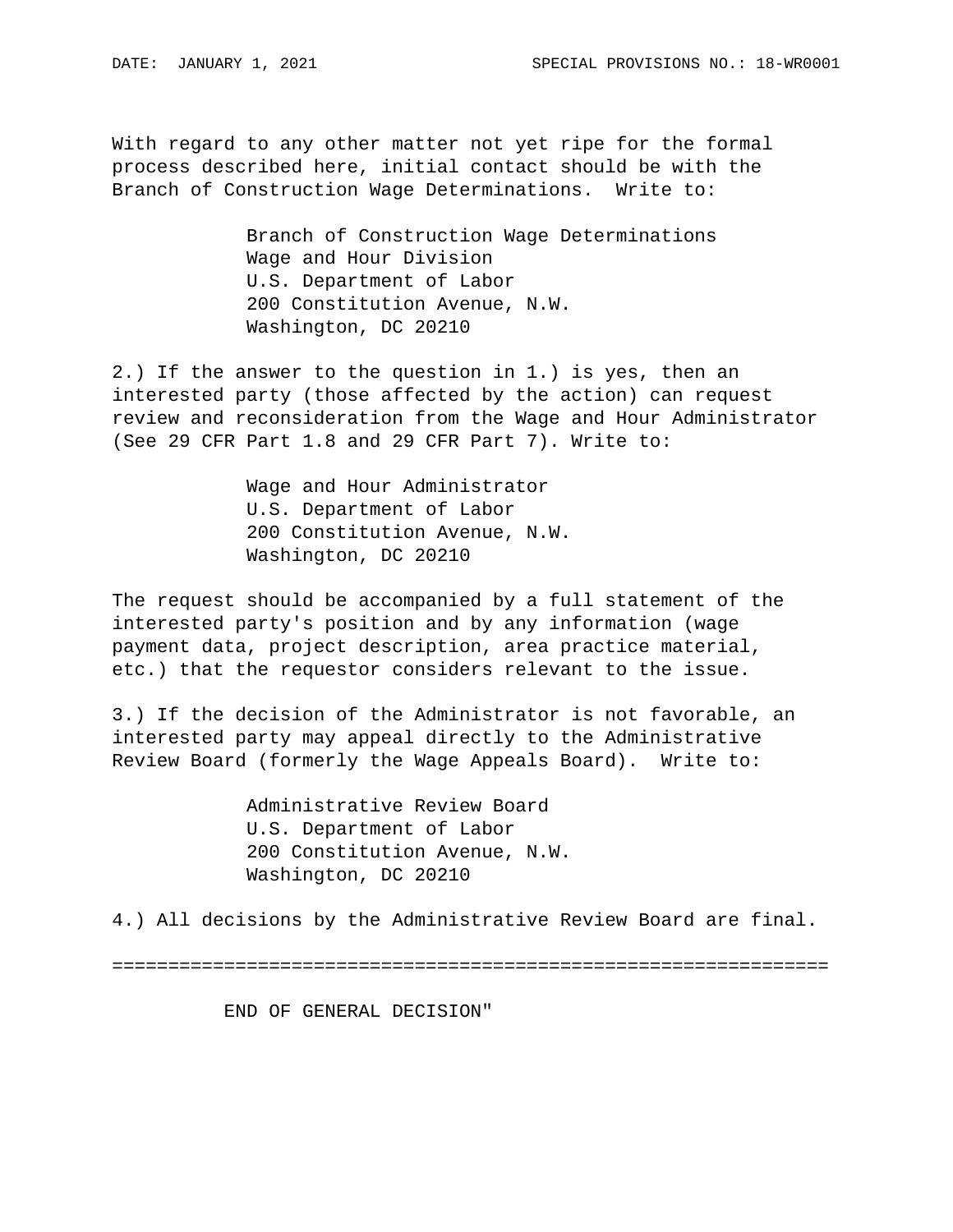With regard to any other matter not yet ripe for the formal process described here, initial contact should be with the Branch of Construction Wage Determinations. Write to:

Branch of Construction Wage Determinations
Wage and Hour Division
U.S. Department of Labor
200 Constitution Avenue, N.W.
Washington, DC 20210

2.) If the answer to the question in 1.) is yes, then an interested party (those affected by the action) can request review and reconsideration from the Wage and Hour Administrator (See 29 CFR Part 1.8 and 29 CFR Part 7). Write to:

Wage and Hour Administrator
U.S. Department of Labor
200 Constitution Avenue, N.W.
Washington, DC 20210

The request should be accompanied by a full statement of the interested party's position and by any information (wage payment data, project description, area practice material, etc.) that the requestor considers relevant to the issue.

3.) If the decision of the Administrator is not favorable, an interested party may appeal directly to the Administrative Review Board (formerly the Wage Appeals Board). Write to:

Administrative Review Board
U.S. Department of Labor
200 Constitution Avenue, N.W.
Washington, DC 20210

4.) All decisions by the Administrative Review Board are final.

================================================================

END OF GENERAL DECISION"